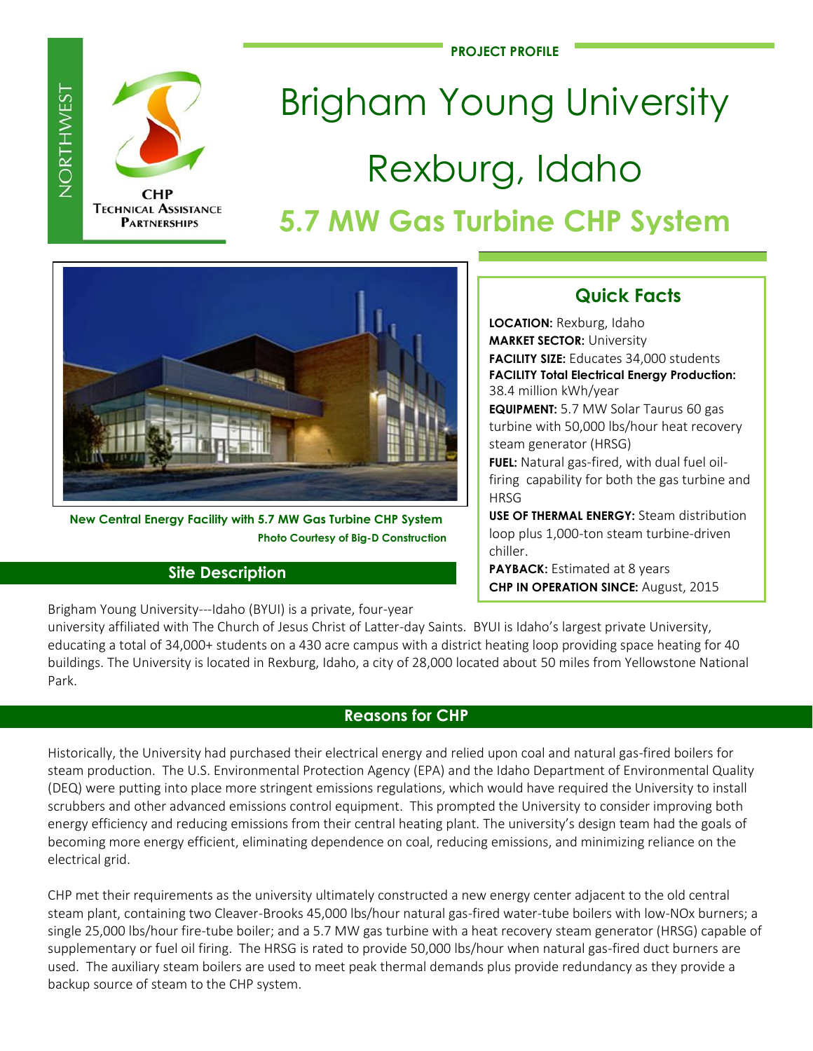NORTHWEST

CHP TECHNICAL ASSISTANCE PARTNERSHIPS

PROJECT PROFILE

# Brigham Young University
# Rexburg, Idaho
## 5.7 MW Gas Turbine CHP System

New Central Energy Facility with 5.7 MW Gas Turbine CHP System

Photo Courtesy of Big-D Construction

### Quick Facts

**LOCATION:** Rexburg, Idaho
**MARKET SECTOR:** University
**FACILITY SIZE:** Educates 34,000 students
**FACILITY Total Electrical Energy Production:** 38.4 million kWh/year
**EQUIPMENT:** 5.7 MW Solar Taurus 60 gas turbine with 50,000 lbs/hour heat recovery steam generator (HRSG)
**FUEL:** Natural gas-fired, with dual fuel oil-firing capability for both the gas turbine and HRSG
**USE OF THERMAL ENERGY:** Steam distribution loop plus 1,000-ton steam turbine-driven chiller.
**PAYBACK:** Estimated at 8 years
**CHP IN OPERATION SINCE:** August, 2015

### Site Description

Brigham Young University---Idaho (BYUI) is a private, four-year university affiliated with The Church of Jesus Christ of Latter-day Saints. BYUI is Idaho's largest private University, educating a total of 34,000+ students on a 430 acre campus with a district heating loop providing space heating for 40 buildings. The University is located in Rexburg, Idaho, a city of 28,000 located about 50 miles from Yellowstone National Park.

### Reasons for CHP

Historically, the University had purchased their electrical energy and relied upon coal and natural gas-fired boilers for steam production. The U.S. Environmental Protection Agency (EPA) and the Idaho Department of Environmental Quality (DEQ) were putting into place more stringent emissions regulations, which would have required the University to install scrubbers and other advanced emissions control equipment. This prompted the University to consider improving both energy efficiency and reducing emissions from their central heating plant. The university's design team had the goals of becoming more energy efficient, eliminating dependence on coal, reducing emissions, and minimizing reliance on the electrical grid.

CHP met their requirements as the university ultimately constructed a new energy center adjacent to the old central steam plant, containing two Cleaver-Brooks 45,000 lbs/hour natural gas-fired water-tube boilers with low-NOx burners; a single 25,000 lbs/hour fire-tube boiler; and a 5.7 MW gas turbine with a heat recovery steam generator (HRSG) capable of supplementary or fuel oil firing. The HRSG is rated to provide 50,000 lbs/hour when natural gas-fired duct burners are used. The auxiliary steam boilers are used to meet peak thermal demands plus provide redundancy as they provide a backup source of steam to the CHP system.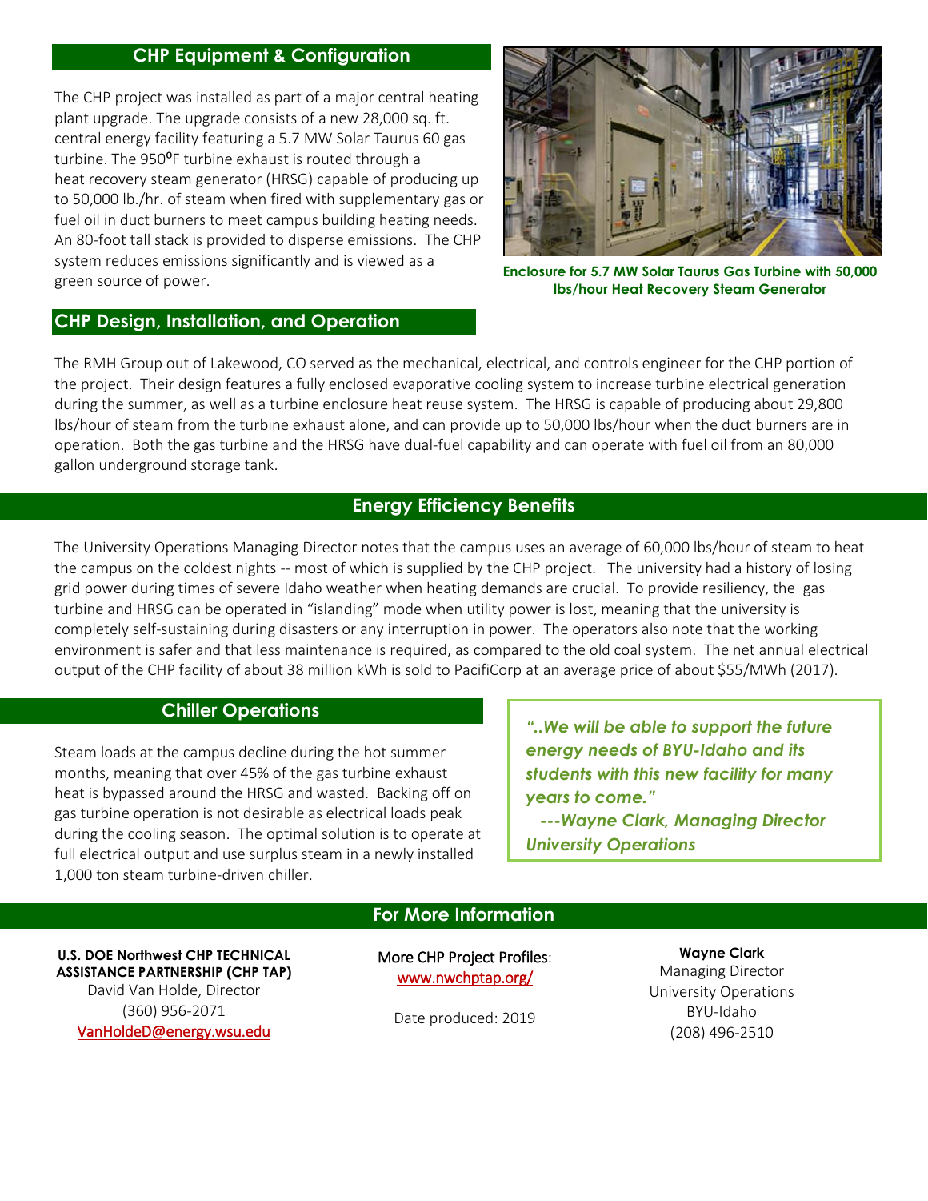## CHP Equipment & Configuration

The CHP project was installed as part of a major central heating plant upgrade. The upgrade consists of a new 28,000 sq. ft. central energy facility featuring a 5.7 MW Solar Taurus 60 gas turbine. The 950°F turbine exhaust is routed through a heat recovery steam generator (HRSG) capable of producing up to 50,000 lb./hr. of steam when fired with supplementary gas or fuel oil in duct burners to meet campus building heating needs. An 80-foot tall stack is provided to disperse emissions. The CHP system reduces emissions significantly and is viewed as a green source of power.

**Enclosure for 5.7 MW Solar Taurus Gas Turbine with 50,000 lbs/hour Heat Recovery Steam Generator**

## CHP Design, Installation, and Operation

The RMH Group out of Lakewood, CO served as the mechanical, electrical, and controls engineer for the CHP portion of the project. Their design features a fully enclosed evaporative cooling system to increase turbine electrical generation during the summer, as well as a turbine enclosure heat reuse system. The HRSG is capable of producing about 29,800 lbs/hour of steam from the turbine exhaust alone, and can provide up to 50,000 lbs/hour when the duct burners are in operation. Both the gas turbine and the HRSG have dual-fuel capability and can operate with fuel oil from an 80,000 gallon underground storage tank.

## Energy Efficiency Benefits

The University Operations Managing Director notes that the campus uses an average of 60,000 lbs/hour of steam to heat the campus on the coldest nights -- most of which is supplied by the CHP project. The university had a history of losing grid power during times of severe Idaho weather when heating demands are crucial. To provide resiliency, the gas turbine and HRSG can be operated in "islanding" mode when utility power is lost, meaning that the university is completely self-sustaining during disasters or any interruption in power. The operators also note that the working environment is safer and that less maintenance is required, as compared to the old coal system. The net annual electrical output of the CHP facility of about 38 million kWh is sold to PacifiCorp at an average price of about $55/MWh (2017).

## Chiller Operations

Steam loads at the campus decline during the hot summer months, meaning that over 45% of the gas turbine exhaust heat is bypassed around the HRSG and wasted. Backing off on gas turbine operation is not desirable as electrical loads peak during the cooling season. The optimal solution is to operate at full electrical output and use surplus steam in a newly installed 1,000 ton steam turbine-driven chiller.

> ***"..We will be able to support the future energy needs of BYU-Idaho and its students with this new facility for many years to come."***
> ***---Wayne Clark, Managing Director University Operations***

## For More Information

**U.S. DOE Northwest CHP TECHNICAL ASSISTANCE PARTNERSHIP (CHP TAP)**
David Van Holde, Director
(360) 956-2071
VanHoldeD@energy.wsu.edu

More CHP Project Profiles:
www.nwchptap.org/

Date produced: 2019

**Wayne Clark**
Managing Director
University Operations
BYU-Idaho
(208) 496-2510